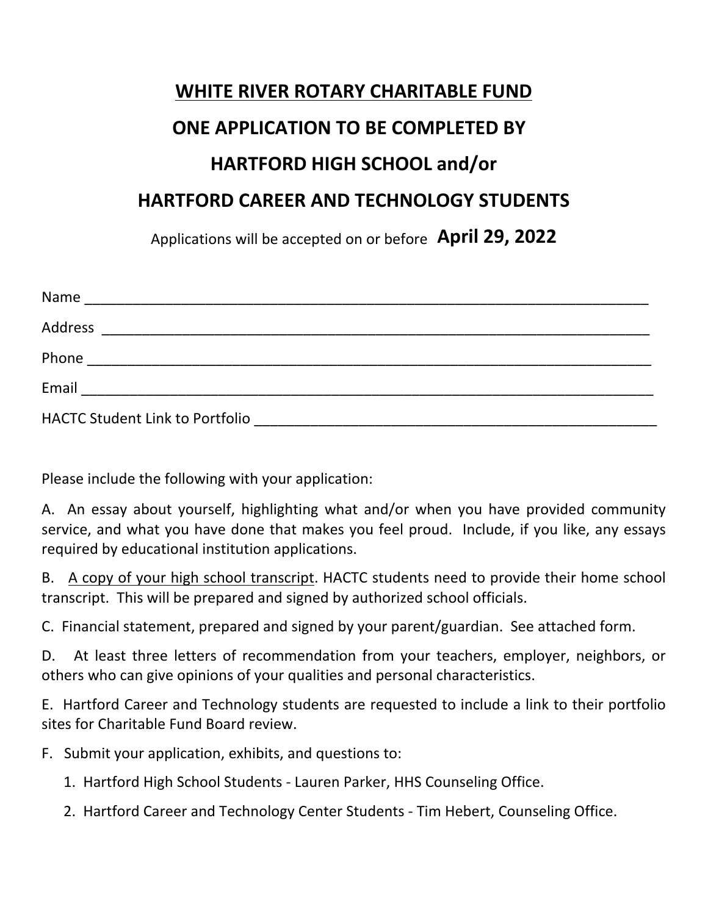# WHITE RIVER ROTARY CHARITABLE FUND

## ONE APPLICATION TO BE COMPLETED BY

## HARTFORD HIGH SCHOOL and/or

## HARTFORD CAREER AND TECHNOLOGY STUDENTS

Applications will be accepted on or before **April 29, 2022**

Name ___________________________________________________________________________

Address _________________________________________________________________________

Phone ___________________________________________________________________________

Email ____________________________________________________________________________

HACTC Student Link to Portfolio _____________________________________________________

Please include the following with your application:

A. An essay about yourself, highlighting what and/or when you have provided community service, and what you have done that makes you feel proud. Include, if you like, any essays required by educational institution applications.

B. <u>A copy of your high school transcript</u>. HACTC students need to provide their home school transcript. This will be prepared and signed by authorized school officials.

C. Financial statement, prepared and signed by your parent/guardian. See attached form.

D. At least three letters of recommendation from your teachers, employer, neighbors, or others who can give opinions of your qualities and personal characteristics.

E. Hartford Career and Technology students are requested to include a link to their portfolio sites for Charitable Fund Board review.

F. Submit your application, exhibits, and questions to:

1. Hartford High School Students - Lauren Parker, HHS Counseling Office.
2. Hartford Career and Technology Center Students - Tim Hebert, Counseling Office.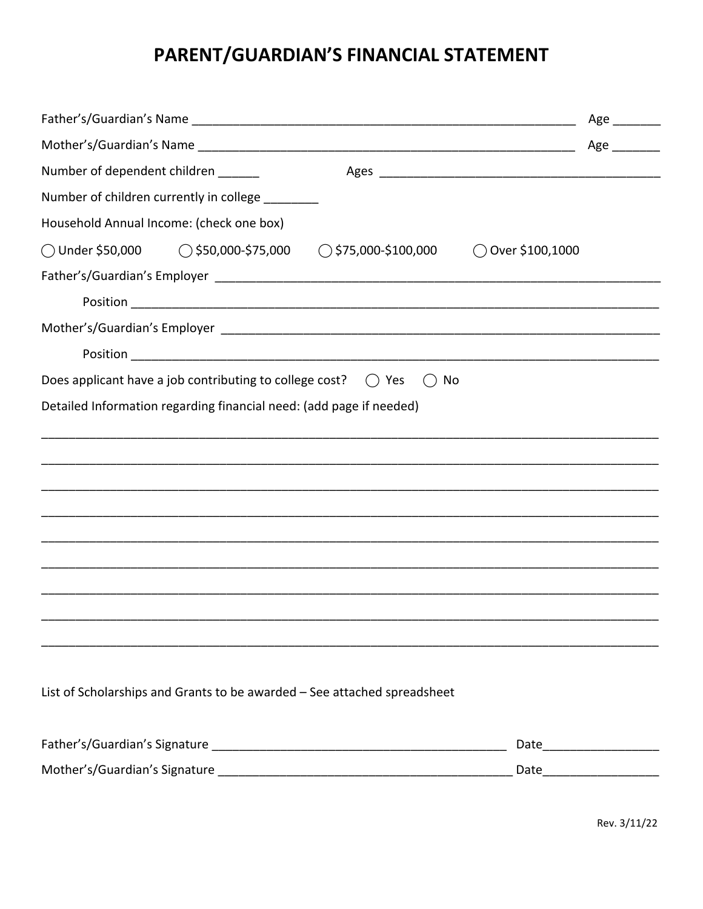# PARENT/GUARDIAN'S FINANCIAL STATEMENT

Father's/Guardian's Name ________________________________________________________ Age _______

Mother's/Guardian's Name ________________________________________________________ Age _______

Number of dependent children ______ Ages ________________________________________

Number of children currently in college ________

Household Annual Income: (check one box)

◯ Under $50,000 ◯ $50,000-$75,000 ◯ $75,000-$100,000 ◯ Over $100,1000

Father's/Guardian's Employer ______________________________________________________________

Position ______________________________________________________________________________

Mother's/Guardian's Employer ______________________________________________________________

Position ______________________________________________________________________________

Does applicant have a job contributing to college cost? ◯ Yes ◯ No

Detailed Information regarding financial need: (add page if needed)

____________________________________________________________________________________________

____________________________________________________________________________________________

____________________________________________________________________________________________

____________________________________________________________________________________________

____________________________________________________________________________________________

____________________________________________________________________________________________

____________________________________________________________________________________________

____________________________________________________________________________________________

____________________________________________________________________________________________

List of Scholarships and Grants to be awarded – See attached spreadsheet

Father's/Guardian's Signature ____________________________________________ Date_________________

Mother's/Guardian's Signature ____________________________________________ Date_________________

Rev. 3/11/22